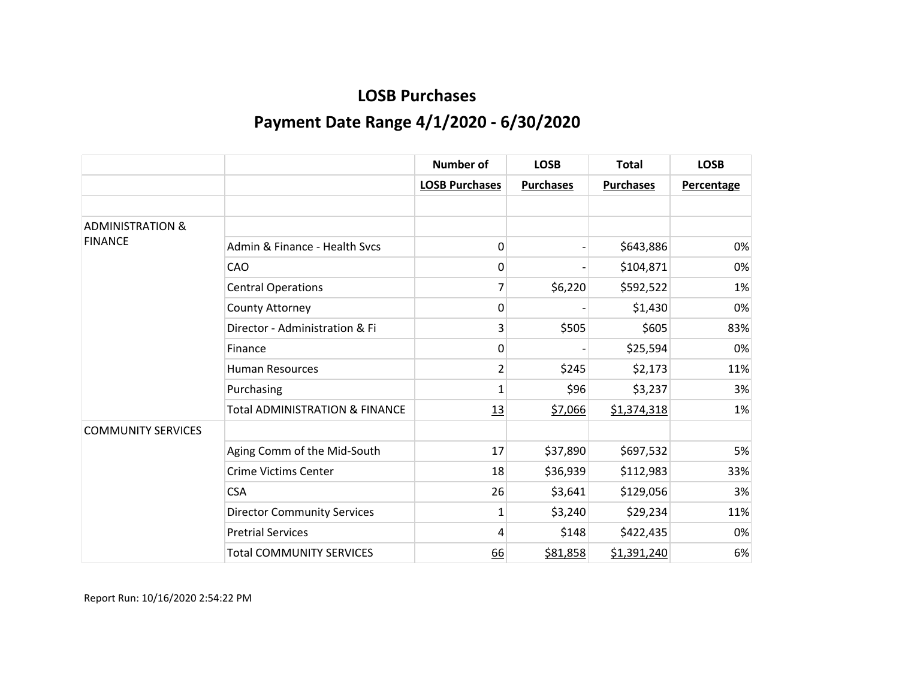# LOSB Purchases

## Payment Date Range 4/1/2020 - 6/30/2020

| | | Number of | LOSB | Total | LOSB |
|---|---|---|---|---|---|
| | | LOSB Purchases | Purchases | Purchases | Percentage |
| | | | | | |
| ADMINISTRATION & FINANCE | | | | | |
| | Admin & Finance - Health Svcs | 0 | - | $643,886 | 0% |
| | CAO | 0 | - | $104,871 | 0% |
| | Central Operations | 7 | $6,220 | $592,522 | 1% |
| | County Attorney | 0 | - | $1,430 | 0% |
| | Director - Administration & Fi | 3 | $505 | $605 | 83% |
| | Finance | 0 | - | $25,594 | 0% |
| | Human Resources | 2 | $245 | $2,173 | 11% |
| | Purchasing | 1 | $96 | $3,237 | 3% |
| | Total ADMINISTRATION & FINANCE | 13 | $7,066 | $1,374,318 | 1% |
| COMMUNITY SERVICES | | | | | |
| | Aging Comm of the Mid-South | 17 | $37,890 | $697,532 | 5% |
| | Crime Victims Center | 18 | $36,939 | $112,983 | 33% |
| | CSA | 26 | $3,641 | $129,056 | 3% |
| | Director Community Services | 1 | $3,240 | $29,234 | 11% |
| | Pretrial Services | 4 | $148 | $422,435 | 0% |
| | Total COMMUNITY SERVICES | 66 | $81,858 | $1,391,240 | 6% |

Report Run: 10/16/2020 2:54:22 PM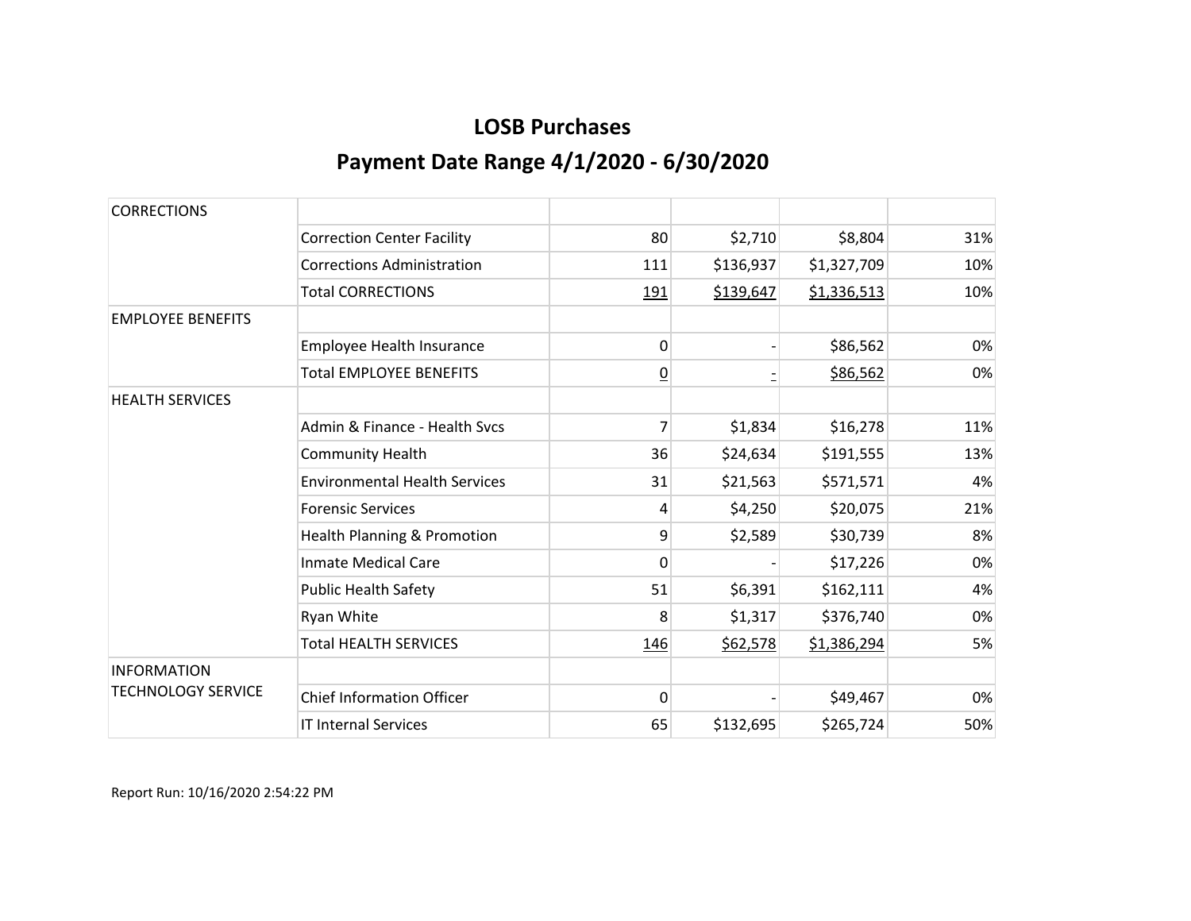# LOSB Purchases

## Payment Date Range 4/1/2020 - 6/30/2020

| | | | | | |
|---|---|---|---|---|---|
| CORRECTIONS | | | | | |
| | Correction Center Facility | 80 | $2,710 | $8,804 | 31% |
| | Corrections Administration | 111 | $136,937 | $1,327,709 | 10% |
| | Total CORRECTIONS | 191 | $139,647 | $1,336,513 | 10% |
| EMPLOYEE BENEFITS | | | | | |
| | Employee Health Insurance | 0 | - | $86,562 | 0% |
| | Total EMPLOYEE BENEFITS | 0 | - | $86,562 | 0% |
| HEALTH SERVICES | | | | | |
| | Admin & Finance - Health Svcs | 7 | $1,834 | $16,278 | 11% |
| | Community Health | 36 | $24,634 | $191,555 | 13% |
| | Environmental Health Services | 31 | $21,563 | $571,571 | 4% |
| | Forensic Services | 4 | $4,250 | $20,075 | 21% |
| | Health Planning & Promotion | 9 | $2,589 | $30,739 | 8% |
| | Inmate Medical Care | 0 | - | $17,226 | 0% |
| | Public Health Safety | 51 | $6,391 | $162,111 | 4% |
| | Ryan White | 8 | $1,317 | $376,740 | 0% |
| | Total HEALTH SERVICES | 146 | $62,578 | $1,386,294 | 5% |
| INFORMATION TECHNOLOGY SERVICE | | | | | |
| | Chief Information Officer | 0 | - | $49,467 | 0% |
| | IT Internal Services | 65 | $132,695 | $265,724 | 50% |

Report Run: 10/16/2020 2:54:22 PM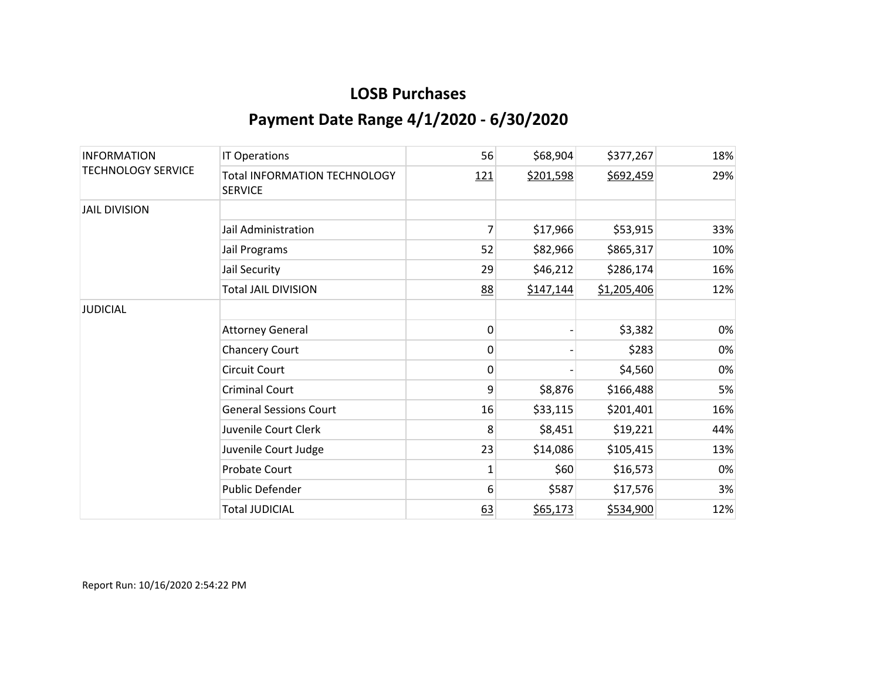# LOSB Purchases

## Payment Date Range 4/1/2020 - 6/30/2020

| | | | | | |
|---|---|---|---|---|---|
| INFORMATION TECHNOLOGY SERVICE | IT Operations | 56 | $68,904 | $377,267 | 18% |
| | Total INFORMATION TECHNOLOGY SERVICE | 121 | $201,598 | $692,459 | 29% |
| JAIL DIVISION | | | | | |
| | Jail Administration | 7 | $17,966 | $53,915 | 33% |
| | Jail Programs | 52 | $82,966 | $865,317 | 10% |
| | Jail Security | 29 | $46,212 | $286,174 | 16% |
| | Total JAIL DIVISION | 88 | $147,144 | $1,205,406 | 12% |
| JUDICIAL | | | | | |
| | Attorney General | 0 | - | $3,382 | 0% |
| | Chancery Court | 0 | - | $283 | 0% |
| | Circuit Court | 0 | - | $4,560 | 0% |
| | Criminal Court | 9 | $8,876 | $166,488 | 5% |
| | General Sessions Court | 16 | $33,115 | $201,401 | 16% |
| | Juvenile Court Clerk | 8 | $8,451 | $19,221 | 44% |
| | Juvenile Court Judge | 23 | $14,086 | $105,415 | 13% |
| | Probate Court | 1 | $60 | $16,573 | 0% |
| | Public Defender | 6 | $587 | $17,576 | 3% |
| | Total JUDICIAL | 63 | $65,173 | $534,900 | 12% |

Report Run: 10/16/2020 2:54:22 PM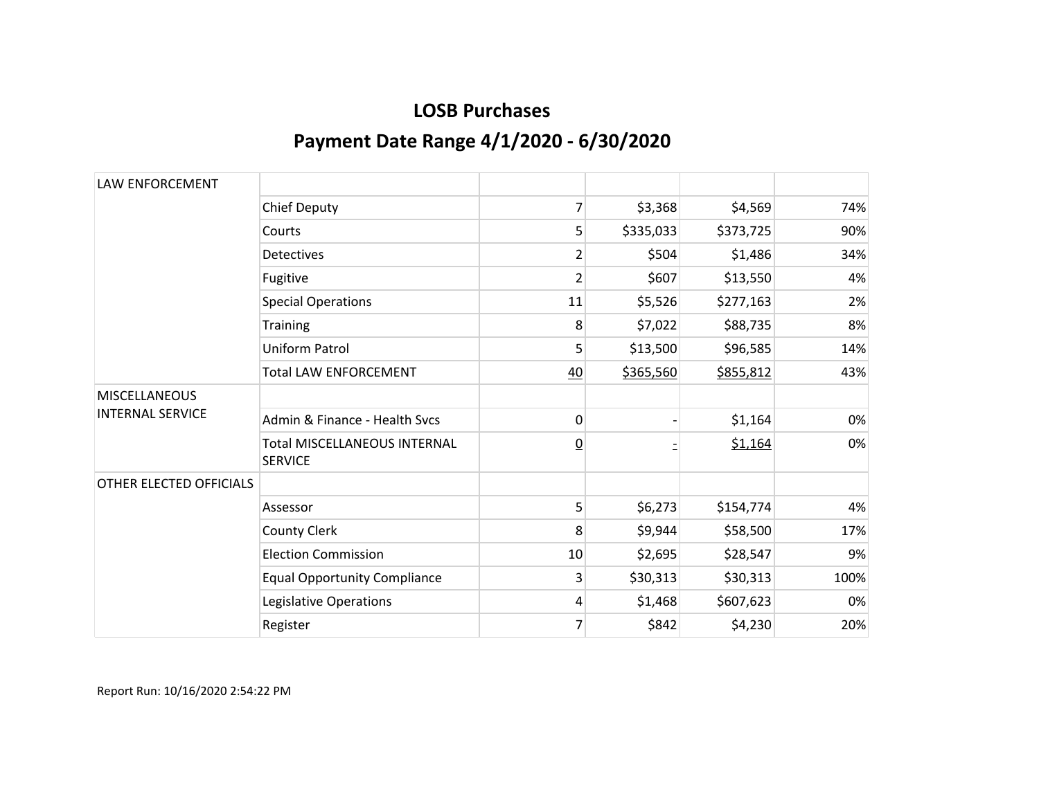# LOSB Purchases

## Payment Date Range 4/1/2020 - 6/30/2020

| | | | | | |
|---|---|---|---|---|---|
| LAW ENFORCEMENT | | | | | |
| | Chief Deputy | 7 | $3,368 | $4,569 | 74% |
| | Courts | 5 | $335,033 | $373,725 | 90% |
| | Detectives | 2 | $504 | $1,486 | 34% |
| | Fugitive | 2 | $607 | $13,550 | 4% |
| | Special Operations | 11 | $5,526 | $277,163 | 2% |
| | Training | 8 | $7,022 | $88,735 | 8% |
| | Uniform Patrol | 5 | $13,500 | $96,585 | 14% |
| | Total LAW ENFORCEMENT | 40 | $365,560 | $855,812 | 43% |
| MISCELLANEOUS INTERNAL SERVICE | | | | | |
| | Admin & Finance - Health Svcs | 0 | - | $1,164 | 0% |
| | Total MISCELLANEOUS INTERNAL SERVICE | 0 | - | $1,164 | 0% |
| OTHER ELECTED OFFICIALS | | | | | |
| | Assessor | 5 | $6,273 | $154,774 | 4% |
| | County Clerk | 8 | $9,944 | $58,500 | 17% |
| | Election Commission | 10 | $2,695 | $28,547 | 9% |
| | Equal Opportunity Compliance | 3 | $30,313 | $30,313 | 100% |
| | Legislative Operations | 4 | $1,468 | $607,623 | 0% |
| | Register | 7 | $842 | $4,230 | 20% |

Report Run: 10/16/2020 2:54:22 PM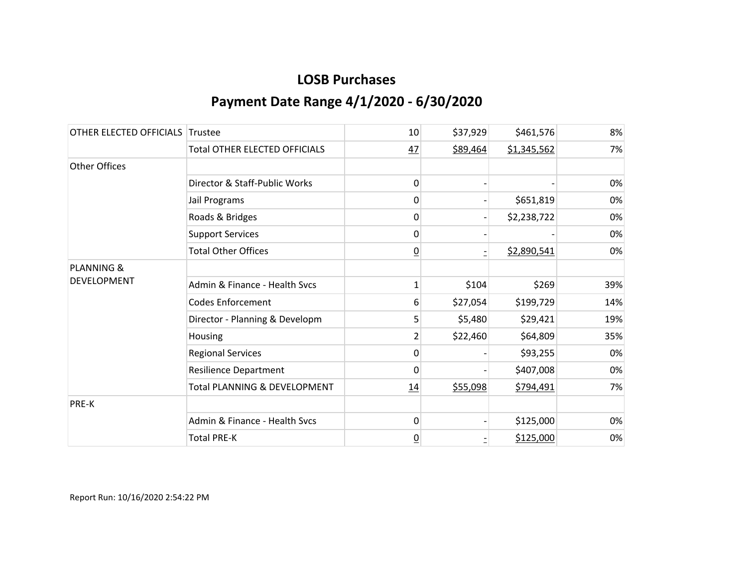# LOSB Purchases

## Payment Date Range 4/1/2020 - 6/30/2020

| | | | | | |
|---|---|---|---|---|---|
| OTHER ELECTED OFFICIALS | Trustee | 10 | $37,929 | $461,576 | 8% |
| | Total OTHER ELECTED OFFICIALS | 47 | $89,464 | $1,345,562 | 7% |
| Other Offices | | | | | |
| | Director & Staff-Public Works | 0 | - | - | 0% |
| | Jail Programs | 0 | - | $651,819 | 0% |
| | Roads & Bridges | 0 | - | $2,238,722 | 0% |
| | Support Services | 0 | - | - | 0% |
| | Total Other Offices | 0 | - | $2,890,541 | 0% |
| PLANNING & DEVELOPMENT | | | | | |
| | Admin & Finance - Health Svcs | 1 | $104 | $269 | 39% |
| | Codes Enforcement | 6 | $27,054 | $199,729 | 14% |
| | Director - Planning & Developm | 5 | $5,480 | $29,421 | 19% |
| | Housing | 2 | $22,460 | $64,809 | 35% |
| | Regional Services | 0 | - | $93,255 | 0% |
| | Resilience Department | 0 | - | $407,008 | 0% |
| | Total PLANNING & DEVELOPMENT | 14 | $55,098 | $794,491 | 7% |
| PRE-K | | | | | |
| | Admin & Finance - Health Svcs | 0 | - | $125,000 | 0% |
| | Total PRE-K | 0 | - | $125,000 | 0% |

Report Run: 10/16/2020 2:54:22 PM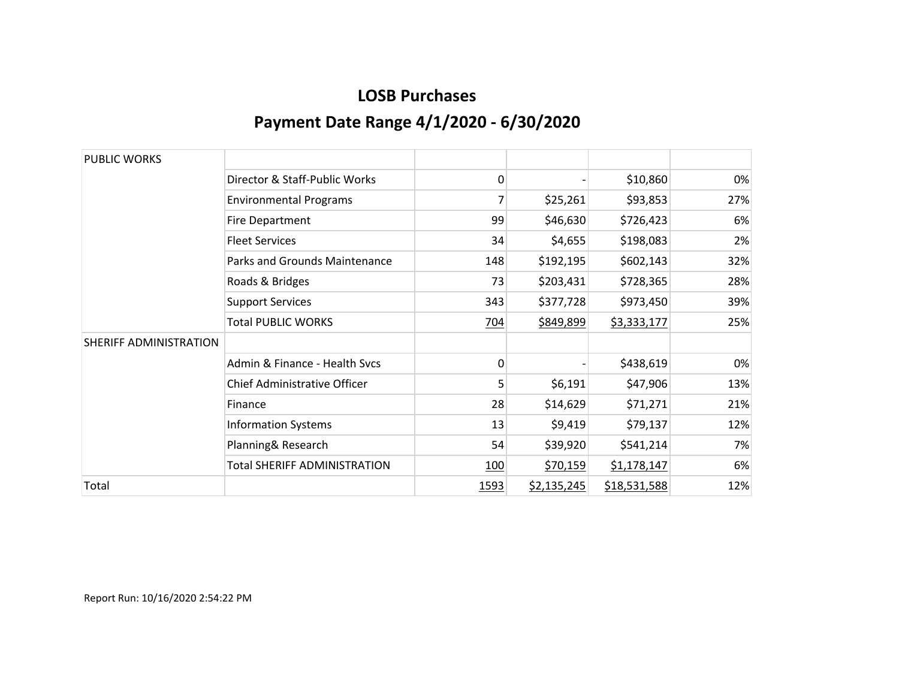# LOSB Purchases

## Payment Date Range 4/1/2020 - 6/30/2020

| | | | | | |
|---|---|---|---|---|---|
| PUBLIC WORKS | | | | | |
| | Director & Staff-Public Works | 0 | - | $10,860 | 0% |
| | Environmental Programs | 7 | $25,261 | $93,853 | 27% |
| | Fire Department | 99 | $46,630 | $726,423 | 6% |
| | Fleet Services | 34 | $4,655 | $198,083 | 2% |
| | Parks and Grounds Maintenance | 148 | $192,195 | $602,143 | 32% |
| | Roads & Bridges | 73 | $203,431 | $728,365 | 28% |
| | Support Services | 343 | $377,728 | $973,450 | 39% |
| | Total PUBLIC WORKS | 704 | $849,899 | $3,333,177 | 25% |
| SHERIFF ADMINISTRATION | | | | | |
| | Admin & Finance - Health Svcs | 0 | - | $438,619 | 0% |
| | Chief Administrative Officer | 5 | $6,191 | $47,906 | 13% |
| | Finance | 28 | $14,629 | $71,271 | 21% |
| | Information Systems | 13 | $9,419 | $79,137 | 12% |
| | Planning& Research | 54 | $39,920 | $541,214 | 7% |
| | Total SHERIFF ADMINISTRATION | 100 | $70,159 | $1,178,147 | 6% |
| Total | | 1593 | $2,135,245 | $18,531,588 | 12% |

Report Run: 10/16/2020 2:54:22 PM